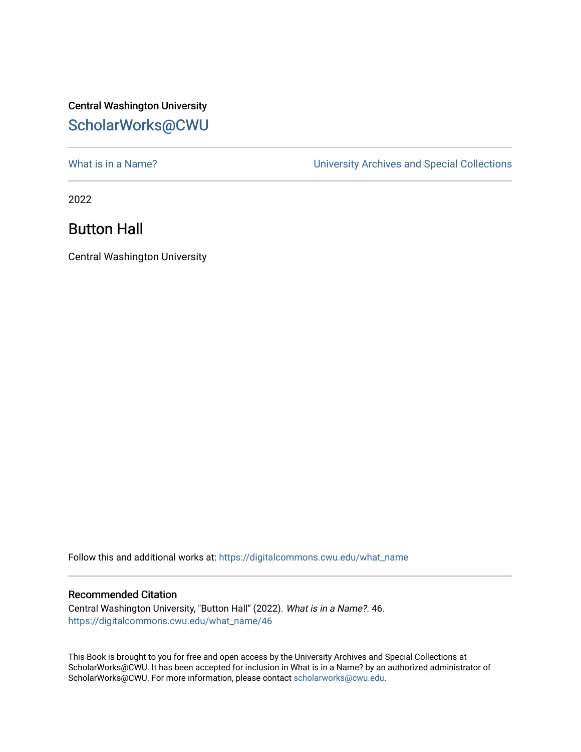Central Washington University

ScholarWorks@CWU

What is in a Name? | University Archives and Special Collections

2022

# Button Hall

Central Washington University

Follow this and additional works at: https://digitalcommons.cwu.edu/what_name

## Recommended Citation

Central Washington University, "Button Hall" (2022). *What is in a Name?*. 46.
https://digitalcommons.cwu.edu/what_name/46

This Book is brought to you for free and open access by the University Archives and Special Collections at ScholarWorks@CWU. It has been accepted for inclusion in What is in a Name? by an authorized administrator of ScholarWorks@CWU. For more information, please contact scholarworks@cwu.edu.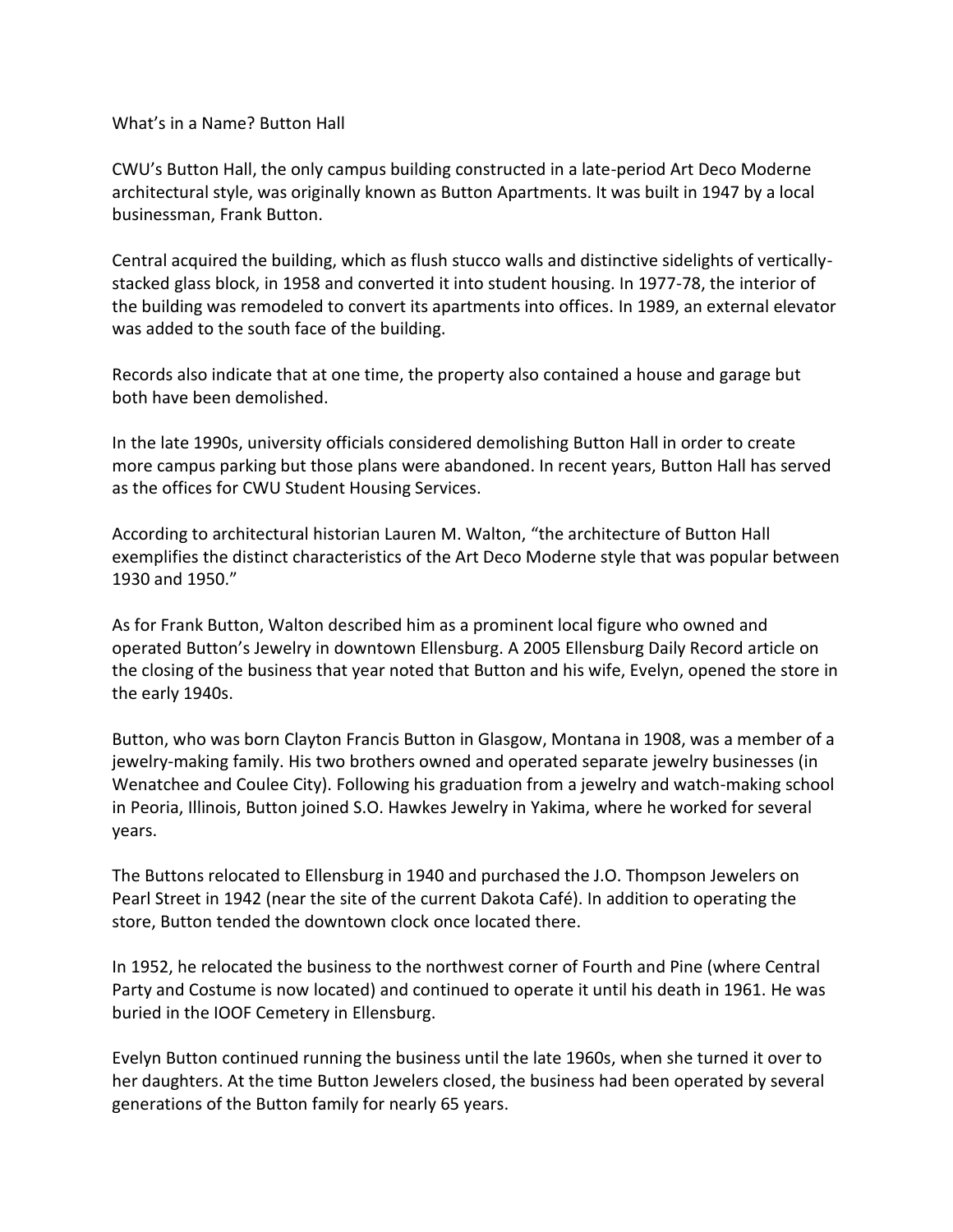What's in a Name? Button Hall

CWU's Button Hall, the only campus building constructed in a late-period Art Deco Moderne architectural style, was originally known as Button Apartments. It was built in 1947 by a local businessman, Frank Button.

Central acquired the building, which as flush stucco walls and distinctive sidelights of vertically-stacked glass block, in 1958 and converted it into student housing. In 1977-78, the interior of the building was remodeled to convert its apartments into offices. In 1989, an external elevator was added to the south face of the building.

Records also indicate that at one time, the property also contained a house and garage but both have been demolished.

In the late 1990s, university officials considered demolishing Button Hall in order to create more campus parking but those plans were abandoned. In recent years, Button Hall has served as the offices for CWU Student Housing Services.

According to architectural historian Lauren M. Walton, "the architecture of Button Hall exemplifies the distinct characteristics of the Art Deco Moderne style that was popular between 1930 and 1950."

As for Frank Button, Walton described him as a prominent local figure who owned and operated Button's Jewelry in downtown Ellensburg. A 2005 Ellensburg Daily Record article on the closing of the business that year noted that Button and his wife, Evelyn, opened the store in the early 1940s.

Button, who was born Clayton Francis Button in Glasgow, Montana in 1908, was a member of a jewelry-making family. His two brothers owned and operated separate jewelry businesses (in Wenatchee and Coulee City). Following his graduation from a jewelry and watch-making school in Peoria, Illinois, Button joined S.O. Hawkes Jewelry in Yakima, where he worked for several years.

The Buttons relocated to Ellensburg in 1940 and purchased the J.O. Thompson Jewelers on Pearl Street in 1942 (near the site of the current Dakota Café). In addition to operating the store, Button tended the downtown clock once located there.

In 1952, he relocated the business to the northwest corner of Fourth and Pine (where Central Party and Costume is now located) and continued to operate it until his death in 1961. He was buried in the IOOF Cemetery in Ellensburg.

Evelyn Button continued running the business until the late 1960s, when she turned it over to her daughters. At the time Button Jewelers closed, the business had been operated by several generations of the Button family for nearly 65 years.